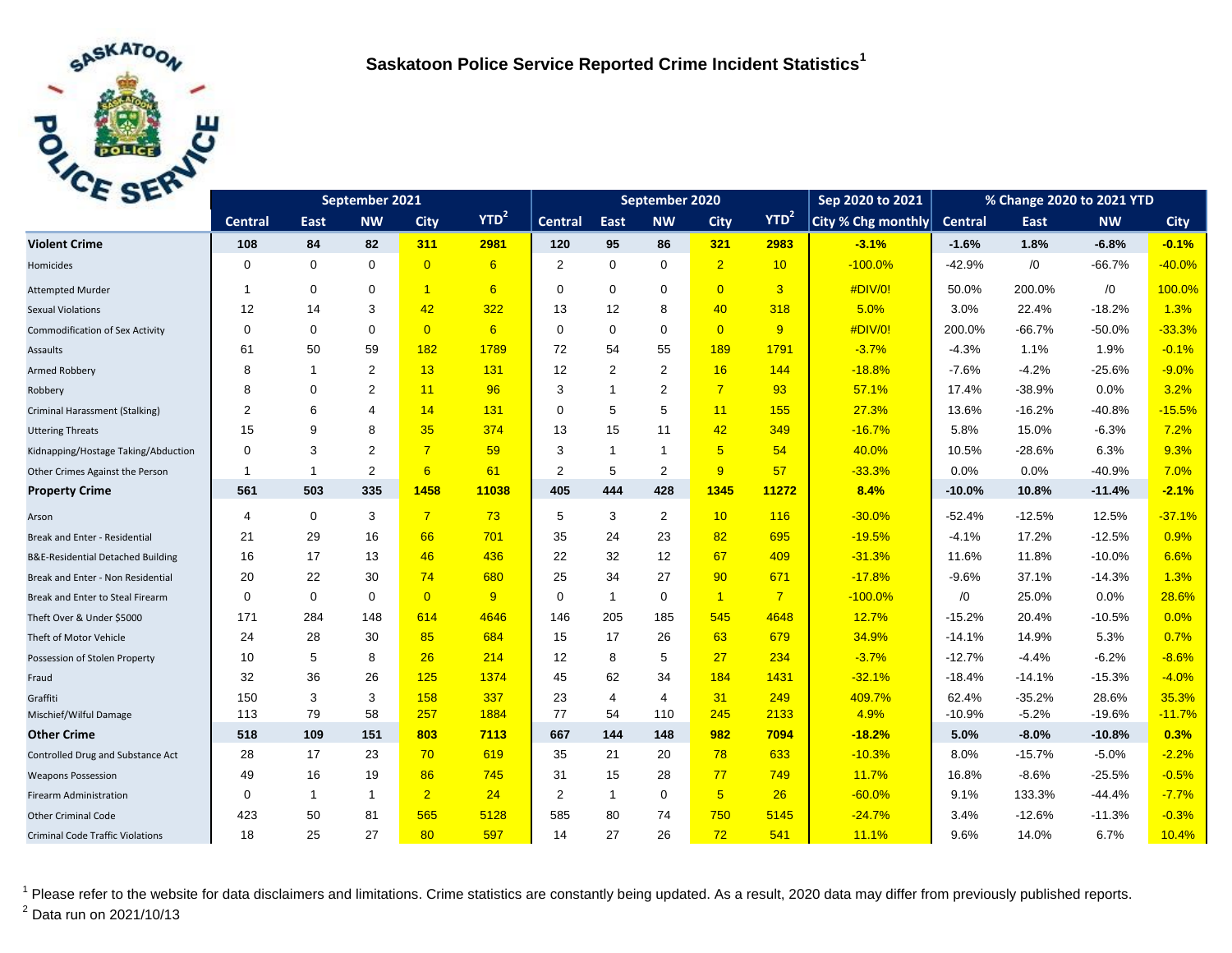# Saskatoon Police Service Reported Crime Incident Statistics[1]

| | September 2021 | | | | | September 2020 | | | | | Sep 2020 to 2021 | % Change 2020 to 2021 YTD | | | |
|---|---|---|---|---|---|---|---|---|---|---|---|---|---|---|---|
| | Central | East | NW | City | YTD[2] | Central | East | NW | City | YTD[2] | City % Chg monthly | Central | East | NW | City |
| **Violent Crime** | **108** | **84** | **82** | **311** | **2981** | **120** | **95** | **86** | **321** | **2983** | **-3.1%** | **-1.6%** | **1.8%** | **-6.8%** | **-0.1%** |
| Homicides | 0 | 0 | 0 | 0 | 6 | 2 | 0 | 0 | 2 | 10 | -100.0% | -42.9% | /0 | -66.7% | -40.0% |
| Attempted Murder | 1 | 0 | 0 | 1 | 6 | 0 | 0 | 0 | 0 | 3 | #DIV/0! | 50.0% | 200.0% | /0 | 100.0% |
| Sexual Violations | 12 | 14 | 3 | 42 | 322 | 13 | 12 | 8 | 40 | 318 | 5.0% | 3.0% | 22.4% | -18.2% | 1.3% |
| Commodification of Sex Activity | 0 | 0 | 0 | 0 | 6 | 0 | 0 | 0 | 0 | 9 | #DIV/0! | 200.0% | -66.7% | -50.0% | -33.3% |
| Assaults | 61 | 50 | 59 | 182 | 1789 | 72 | 54 | 55 | 189 | 1791 | -3.7% | -4.3% | 1.1% | 1.9% | -0.1% |
| Armed Robbery | 8 | 1 | 2 | 13 | 131 | 12 | 2 | 2 | 16 | 144 | -18.8% | -7.6% | -4.2% | -25.6% | -9.0% |
| Robbery | 8 | 0 | 2 | 11 | 96 | 3 | 1 | 2 | 7 | 93 | 57.1% | 17.4% | -38.9% | 0.0% | 3.2% |
| Criminal Harassment (Stalking) | 2 | 6 | 4 | 14 | 131 | 0 | 5 | 5 | 11 | 155 | 27.3% | 13.6% | -16.2% | -40.8% | -15.5% |
| Uttering Threats | 15 | 9 | 8 | 35 | 374 | 13 | 15 | 11 | 42 | 349 | -16.7% | 5.8% | 15.0% | -6.3% | 7.2% |
| Kidnapping/Hostage Taking/Abduction | 0 | 3 | 2 | 7 | 59 | 3 | 1 | 1 | 5 | 54 | 40.0% | 10.5% | -28.6% | 6.3% | 9.3% |
| Other Crimes Against the Person | 1 | 1 | 2 | 6 | 61 | 2 | 5 | 2 | 9 | 57 | -33.3% | 0.0% | 0.0% | -40.9% | 7.0% |
| **Property Crime** | **561** | **503** | **335** | **1458** | **11038** | **405** | **444** | **428** | **1345** | **11272** | **8.4%** | **-10.0%** | **10.8%** | **-11.4%** | **-2.1%** |
| Arson | 4 | 0 | 3 | 7 | 73 | 5 | 3 | 2 | 10 | 116 | -30.0% | -52.4% | -12.5% | 12.5% | -37.1% |
| Break and Enter - Residential | 21 | 29 | 16 | 66 | 701 | 35 | 24 | 23 | 82 | 695 | -19.5% | -4.1% | 17.2% | -12.5% | 0.9% |
| B&E-Residential Detached Building | 16 | 17 | 13 | 46 | 436 | 22 | 32 | 12 | 67 | 409 | -31.3% | 11.6% | 11.8% | -10.0% | 6.6% |
| Break and Enter - Non Residential | 20 | 22 | 30 | 74 | 680 | 25 | 34 | 27 | 90 | 671 | -17.8% | -9.6% | 37.1% | -14.3% | 1.3% |
| Break and Enter to Steal Firearm | 0 | 0 | 0 | 0 | 9 | 0 | 1 | 0 | 1 | 7 | -100.0% | /0 | 25.0% | 0.0% | 28.6% |
| Theft Over & Under $5000 | 171 | 284 | 148 | 614 | 4646 | 146 | 205 | 185 | 545 | 4648 | 12.7% | -15.2% | 20.4% | -10.5% | 0.0% |
| Theft of Motor Vehicle | 24 | 28 | 30 | 85 | 684 | 15 | 17 | 26 | 63 | 679 | 34.9% | -14.1% | 14.9% | 5.3% | 0.7% |
| Possession of Stolen Property | 10 | 5 | 8 | 26 | 214 | 12 | 8 | 5 | 27 | 234 | -3.7% | -12.7% | -4.4% | -6.2% | -8.6% |
| Fraud | 32 | 36 | 26 | 125 | 1374 | 45 | 62 | 34 | 184 | 1431 | -32.1% | -18.4% | -14.1% | -15.3% | -4.0% |
| Graffiti | 150 | 3 | 3 | 158 | 337 | 23 | 4 | 4 | 31 | 249 | 409.7% | 62.4% | -35.2% | 28.6% | 35.3% |
| Mischief/Wilful Damage | 113 | 79 | 58 | 257 | 1884 | 77 | 54 | 110 | 245 | 2133 | 4.9% | -10.9% | -5.2% | -19.6% | -11.7% |
| **Other Crime** | **518** | **109** | **151** | **803** | **7113** | **667** | **144** | **148** | **982** | **7094** | **-18.2%** | **5.0%** | **-8.0%** | **-10.8%** | **0.3%** |
| Controlled Drug and Substance Act | 28 | 17 | 23 | 70 | 619 | 35 | 21 | 20 | 78 | 633 | -10.3% | 8.0% | -15.7% | -5.0% | -2.2% |
| Weapons Possession | 49 | 16 | 19 | 86 | 745 | 31 | 15 | 28 | 77 | 749 | 11.7% | 16.8% | -8.6% | -25.5% | -0.5% |
| Firearm Administration | 0 | 1 | 1 | 2 | 24 | 2 | 1 | 0 | 5 | 26 | -60.0% | 9.1% | 133.3% | -44.4% | -7.7% |
| Other Criminal Code | 423 | 50 | 81 | 565 | 5128 | 585 | 80 | 74 | 750 | 5145 | -24.7% | 3.4% | -12.6% | -11.3% | -0.3% |
| Criminal Code Traffic Violations | 18 | 25 | 27 | 80 | 597 | 14 | 27 | 26 | 72 | 541 | 11.1% | 9.6% | 14.0% | 6.7% | 10.4% |

[1] Please refer to the website for data disclaimers and limitations. Crime statistics are constantly being updated. As a result, 2020 data may differ from previously published reports.

[2] Data run on 2021/10/13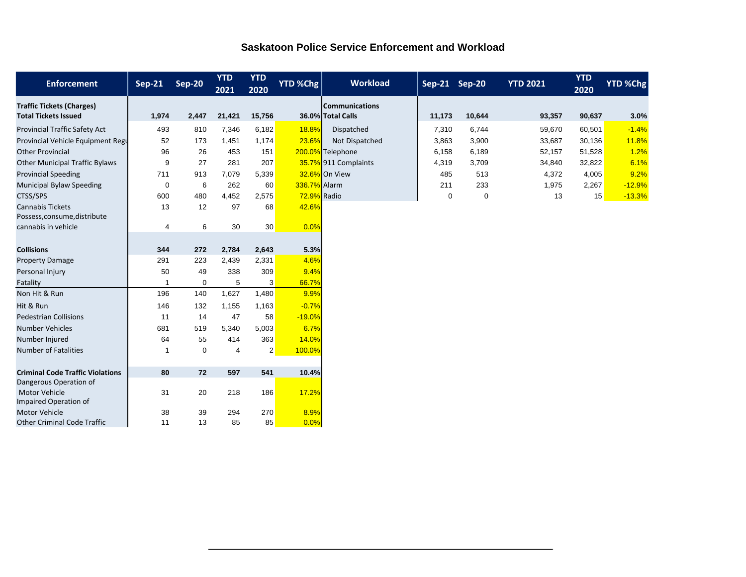## Saskatoon Police Service Enforcement and Workload

| Enforcement | Sep-21 | Sep-20 | YTD 2021 | YTD 2020 | YTD %Chg |
|---|---|---|---|---|---|
| **Traffic Tickets (Charges)** | | | | | |
| **Total Tickets Issued** | **1,974** | **2,447** | **21,421** | **15,756** | **36.0%** |
| Provincial Traffic Safety Act | 493 | 810 | 7,346 | 6,182 | 18.8% |
| Provincial Vehicle Equipment Regu | 52 | 173 | 1,451 | 1,174 | 23.6% |
| Other Provincial | 96 | 26 | 453 | 151 | 200.0% |
| Other Municipal Traffic Bylaws | 9 | 27 | 281 | 207 | 35.7% |
| Provincial Speeding | 711 | 913 | 7,079 | 5,339 | 32.6% |
| Municipal Bylaw Speeding | 0 | 6 | 262 | 60 | 336.7% |
| CTSS/SPS | 600 | 480 | 4,452 | 2,575 | 72.9% |
| Cannabis Tickets | 13 | 12 | 97 | 68 | 42.6% |
| Possess,consume,distribute cannabis in vehicle | 4 | 6 | 30 | 30 | 0.0% |
| | | | | | |
| **Collisions** | **344** | **272** | **2,784** | **2,643** | **5.3%** |
| Property Damage | 291 | 223 | 2,439 | 2,331 | 4.6% |
| Personal Injury | 50 | 49 | 338 | 309 | 9.4% |
| Fatality | 1 | 0 | 5 | 3 | 66.7% |
| Non Hit & Run | 196 | 140 | 1,627 | 1,480 | 9.9% |
| Hit & Run | 146 | 132 | 1,155 | 1,163 | -0.7% |
| Pedestrian Collisions | 11 | 14 | 47 | 58 | -19.0% |
| Number Vehicles | 681 | 519 | 5,340 | 5,003 | 6.7% |
| Number Injured | 64 | 55 | 414 | 363 | 14.0% |
| Number of Fatalities | 1 | 0 | 4 | 2 | 100.0% |
| | | | | | |
| **Criminal Code Traffic Violations** | **80** | **72** | **597** | **541** | **10.4%** |
| Dangerous Operation of Motor Vehicle | 31 | 20 | 218 | 186 | 17.2% |
| Impaired Operation of Motor Vehicle | 38 | 39 | 294 | 270 | 8.9% |
| Other Criminal Code Traffic | 11 | 13 | 85 | 85 | 0.0% |

| Workload | Sep-21 | Sep-20 | YTD 2021 | YTD 2020 | YTD %Chg |
|---|---|---|---|---|---|
| **Communications** | | | | | |
| **Total Calls** | **11,173** | **10,644** | **93,357** | **90,637** | **3.0%** |
| Dispatched | 7,310 | 6,744 | 59,670 | 60,501 | -1.4% |
| Not Dispatched | 3,863 | 3,900 | 33,687 | 30,136 | 11.8% |
| Telephone | 6,158 | 6,189 | 52,157 | 51,528 | 1.2% |
| 911 Complaints | 4,319 | 3,709 | 34,840 | 32,822 | 6.1% |
| On View | 485 | 513 | 4,372 | 4,005 | 9.2% |
| Alarm | 211 | 233 | 1,975 | 2,267 | -12.9% |
| Radio | 0 | 0 | 13 | 15 | -13.3% |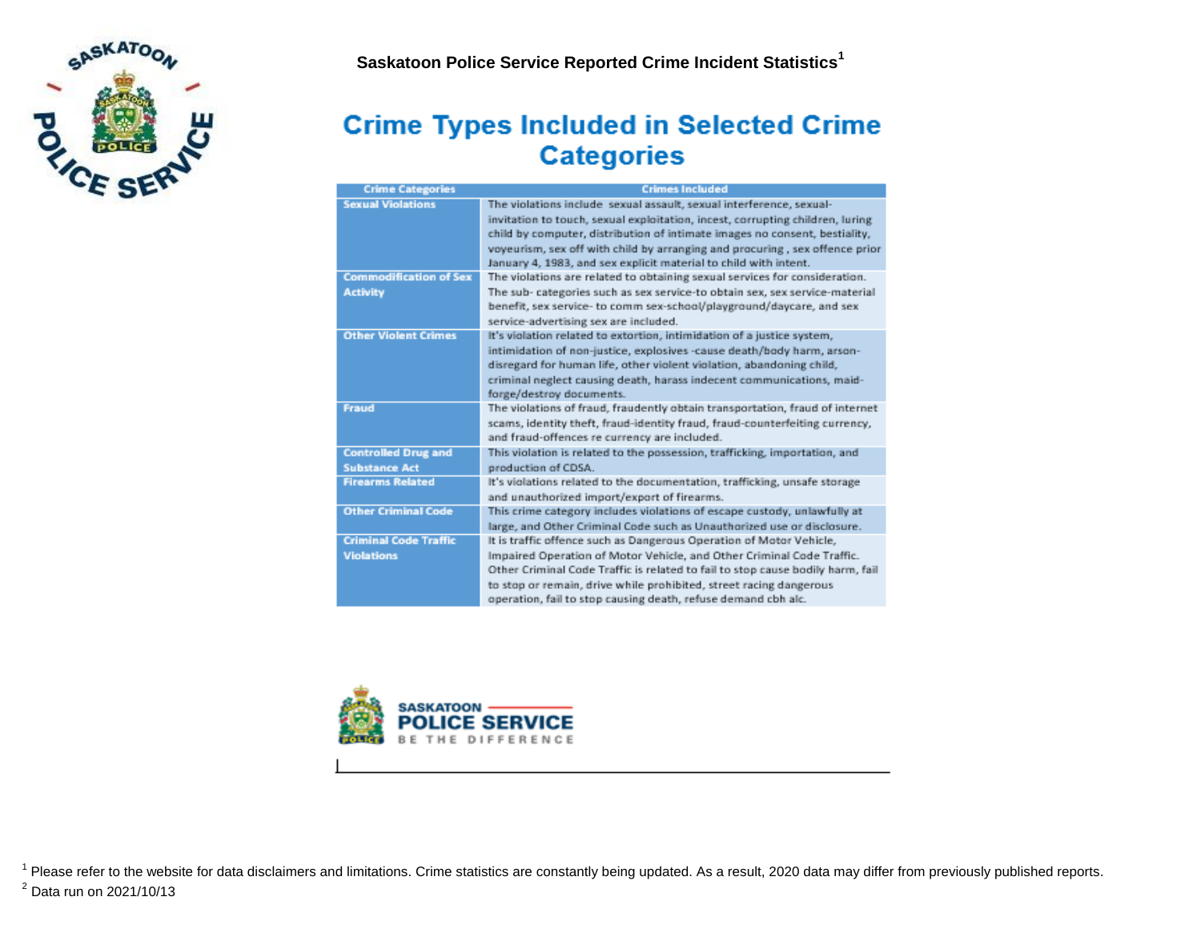**Saskatoon Police Service Reported Crime Incident Statistics[1]**

# Crime Types Included in Selected Crime Categories

| Crime Categories | Crimes Included |
|---|---|
| Sexual Violations | The violations include sexual assault, sexual interference, sexual-invitation to touch, sexual exploitation, incest, corrupting children, luring child by computer, distribution of intimate images no consent, bestiality, voyeurism, sex off with child by arranging and procuring , sex offence prior January 4, 1983, and sex explicit material to child with intent. |
| Commodification of Sex Activity | The violations are related to obtaining sexual services for consideration. The sub- categories such as sex service-to obtain sex, sex service-material benefit, sex service- to comm sex-school/playground/daycare, and sex service-advertising sex are included. |
| Other Violent Crimes | It's violation related to extortion, intimidation of a justice system, intimidation of non-justice, explosives -cause death/body harm, arson-disregard for human life, other violent violation, abandoning child, criminal neglect causing death, harass indecent communications, maid-forge/destroy documents. |
| Fraud | The violations of fraud, fraudently obtain transportation, fraud of internet scams, identity theft, fraud-identity fraud, fraud-counterfeiting currency, and fraud-offences re currency are included. |
| Controlled Drug and Substance Act | This violation is related to the possession, trafficking, importation, and production of CDSA. |
| Firearms Related | It's violations related to the documentation, trafficking, unsafe storage and unauthorized import/export of firearms. |
| Other Criminal Code | This crime category includes violations of escape custody, unlawfully at large, and Other Criminal Code such as Unauthorized use or disclosure. |
| Criminal Code Traffic Violations | It is traffic offence such as Dangerous Operation of Motor Vehicle, Impaired Operation of Motor Vehicle, and Other Criminal Code Traffic. Other Criminal Code Traffic is related to fail to stop cause bodily harm, fail to stop or remain, drive while prohibited, street racing dangerous operation, fail to stop causing death, refuse demand cbh alc. |

SASKATOON POLICE SERVICE
BE THE DIFFERENCE

[1] Please refer to the website for data disclaimers and limitations. Crime statistics are constantly being updated. As a result, 2020 data may differ from previously published reports.
[2] Data run on 2021/10/13